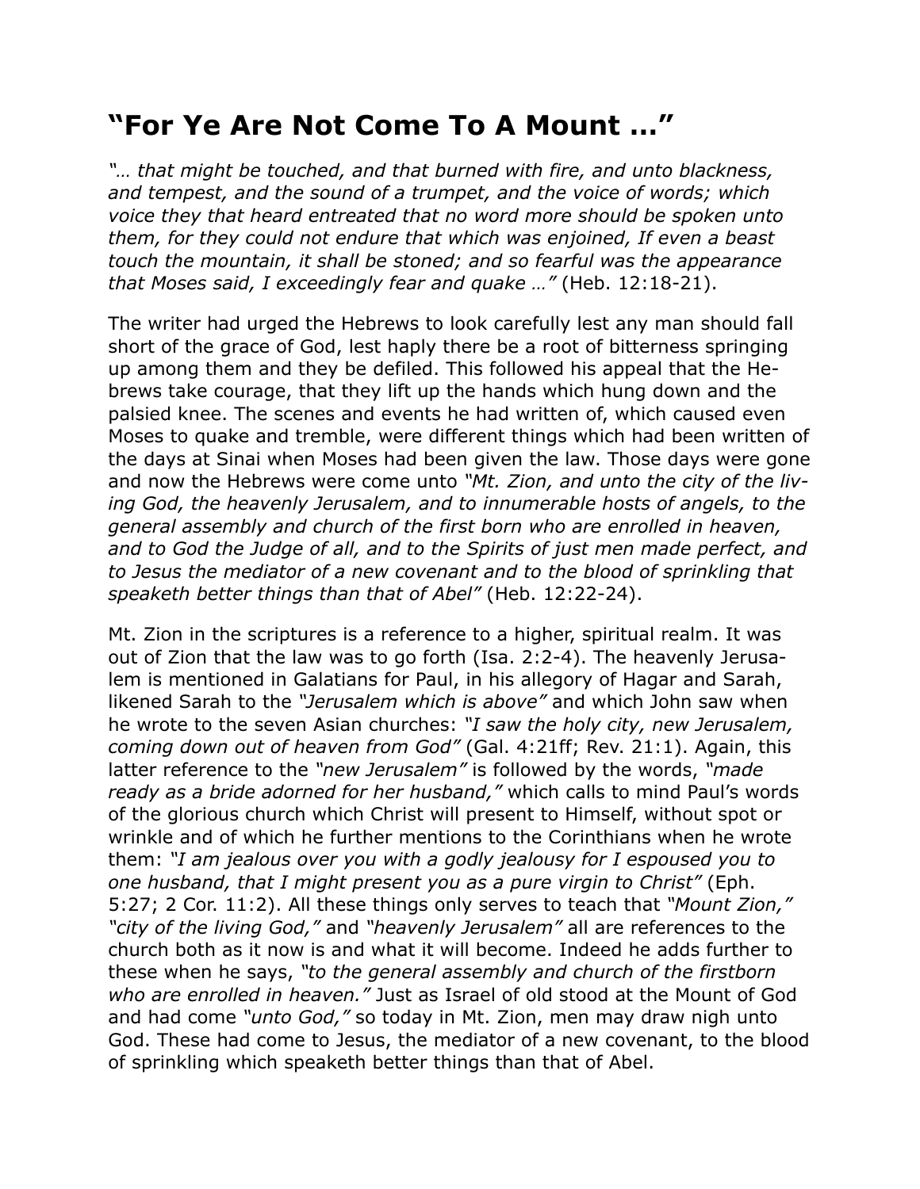# “For Ye Are Not Come To A Mount …”

*“… that might be touched, and that burned with fire, and unto blackness, and tempest, and the sound of a trumpet, and the voice of words; which voice they that heard entreated that no word more should be spoken unto them, for they could not endure that which was enjoined, If even a beast touch the mountain, it shall be stoned; and so fearful was the appearance that Moses said, I exceedingly fear and quake …”* (Heb. 12:18-21).

The writer had urged the Hebrews to look carefully lest any man should fall short of the grace of God, lest haply there be a root of bitterness springing up among them and they be defiled. This followed his appeal that the Hebrews take courage, that they lift up the hands which hung down and the palsied knee. The scenes and events he had written of, which caused even Moses to quake and tremble, were different things which had been written of the days at Sinai when Moses had been given the law. Those days were gone and now the Hebrews were come unto *“Mt. Zion, and unto the city of the living God, the heavenly Jerusalem, and to innumerable hosts of angels, to the general assembly and church of the first born who are enrolled in heaven, and to God the Judge of all, and to the Spirits of just men made perfect, and to Jesus the mediator of a new covenant and to the blood of sprinkling that speaketh better things than that of Abel”* (Heb. 12:22-24).

Mt. Zion in the scriptures is a reference to a higher, spiritual realm. It was out of Zion that the law was to go forth (Isa. 2:2-4). The heavenly Jerusalem is mentioned in Galatians for Paul, in his allegory of Hagar and Sarah, likened Sarah to the *“Jerusalem which is above”* and which John saw when he wrote to the seven Asian churches: *“I saw the holy city, new Jerusalem, coming down out of heaven from God”* (Gal. 4:21ff; Rev. 21:1). Again, this latter reference to the *“new Jerusalem”* is followed by the words, *“made ready as a bride adorned for her husband,”* which calls to mind Paul’s words of the glorious church which Christ will present to Himself, without spot or wrinkle and of which he further mentions to the Corinthians when he wrote them: *“I am jealous over you with a godly jealousy for I espoused you to one husband, that I might present you as a pure virgin to Christ”* (Eph. 5:27; 2 Cor. 11:2). All these things only serves to teach that *“Mount Zion,”* *“city of the living God,”* and *“heavenly Jerusalem”* all are references to the church both as it now is and what it will become. Indeed he adds further to these when he says, *“to the general assembly and church of the firstborn who are enrolled in heaven.”* Just as Israel of old stood at the Mount of God and had come *“unto God,”* so today in Mt. Zion, men may draw nigh unto God. These had come to Jesus, the mediator of a new covenant, to the blood of sprinkling which speaketh better things than that of Abel.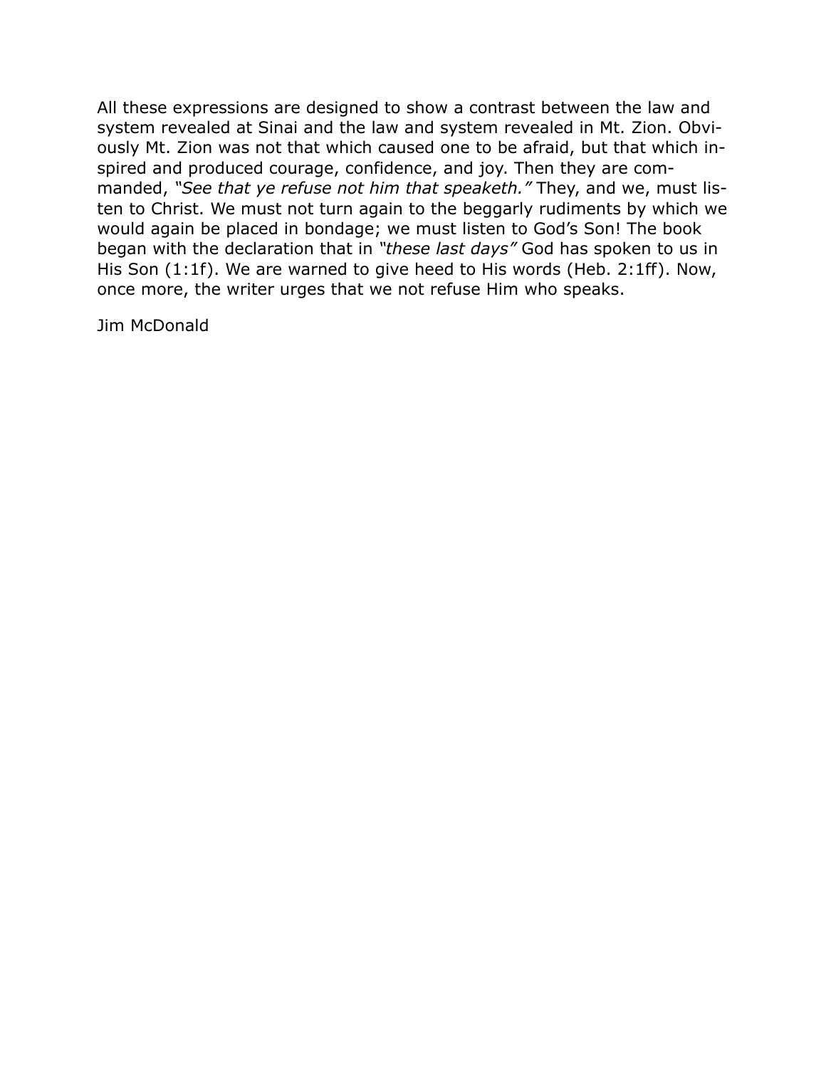All these expressions are designed to show a contrast between the law and system revealed at Sinai and the law and system revealed in Mt. Zion. Obviously Mt. Zion was not that which caused one to be afraid, but that which inspired and produced courage, confidence, and joy. Then they are commanded, *"See that ye refuse not him that speaketh."* They, and we, must listen to Christ. We must not turn again to the beggarly rudiments by which we would again be placed in bondage; we must listen to God's Son! The book began with the declaration that in *"these last days"* God has spoken to us in His Son (1:1f). We are warned to give heed to His words (Heb. 2:1ff). Now, once more, the writer urges that we not refuse Him who speaks.

Jim McDonald